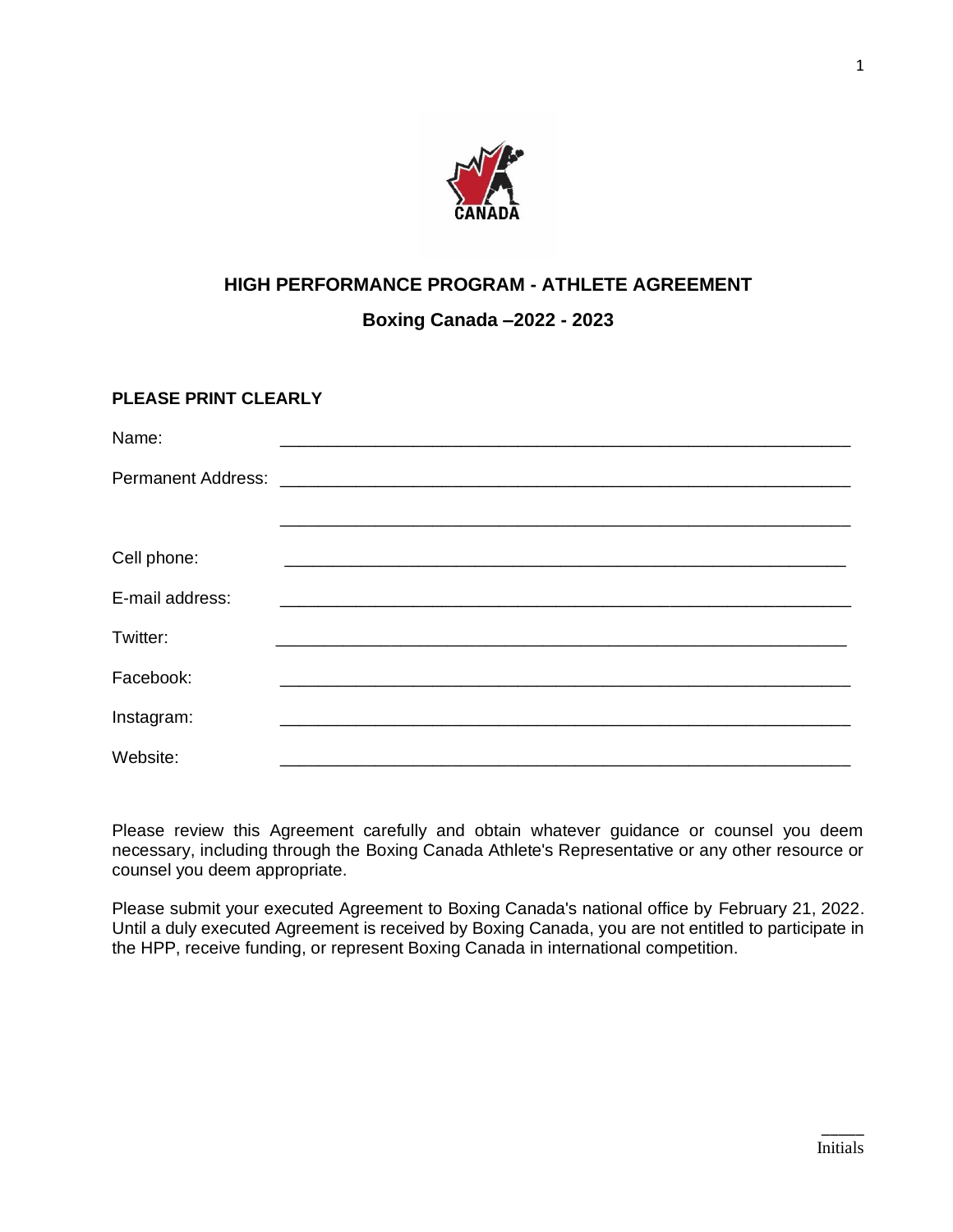# HIGH PERFORMANCE PROGRAM - ATHLETE AGREEMENT

## Boxing Canada –2022 - 2023

**PLEASE PRINT CLEARLY**

Name: ______________________________________________________________

Permanent Address: ______________________________________________________________

______________________________________________________________

Cell phone: ______________________________________________________________

E-mail address: ______________________________________________________________

Twitter: ______________________________________________________________

Facebook: ______________________________________________________________

Instagram: ______________________________________________________________

Website: ______________________________________________________________

Please review this Agreement carefully and obtain whatever guidance or counsel you deem necessary, including through the Boxing Canada Athlete's Representative or any other resource or counsel you deem appropriate.

Please submit your executed Agreement to Boxing Canada's national office by February 21, 2022. Until a duly executed Agreement is received by Boxing Canada, you are not entitled to participate in the HPP, receive funding, or represent Boxing Canada in international competition.

_____
Initials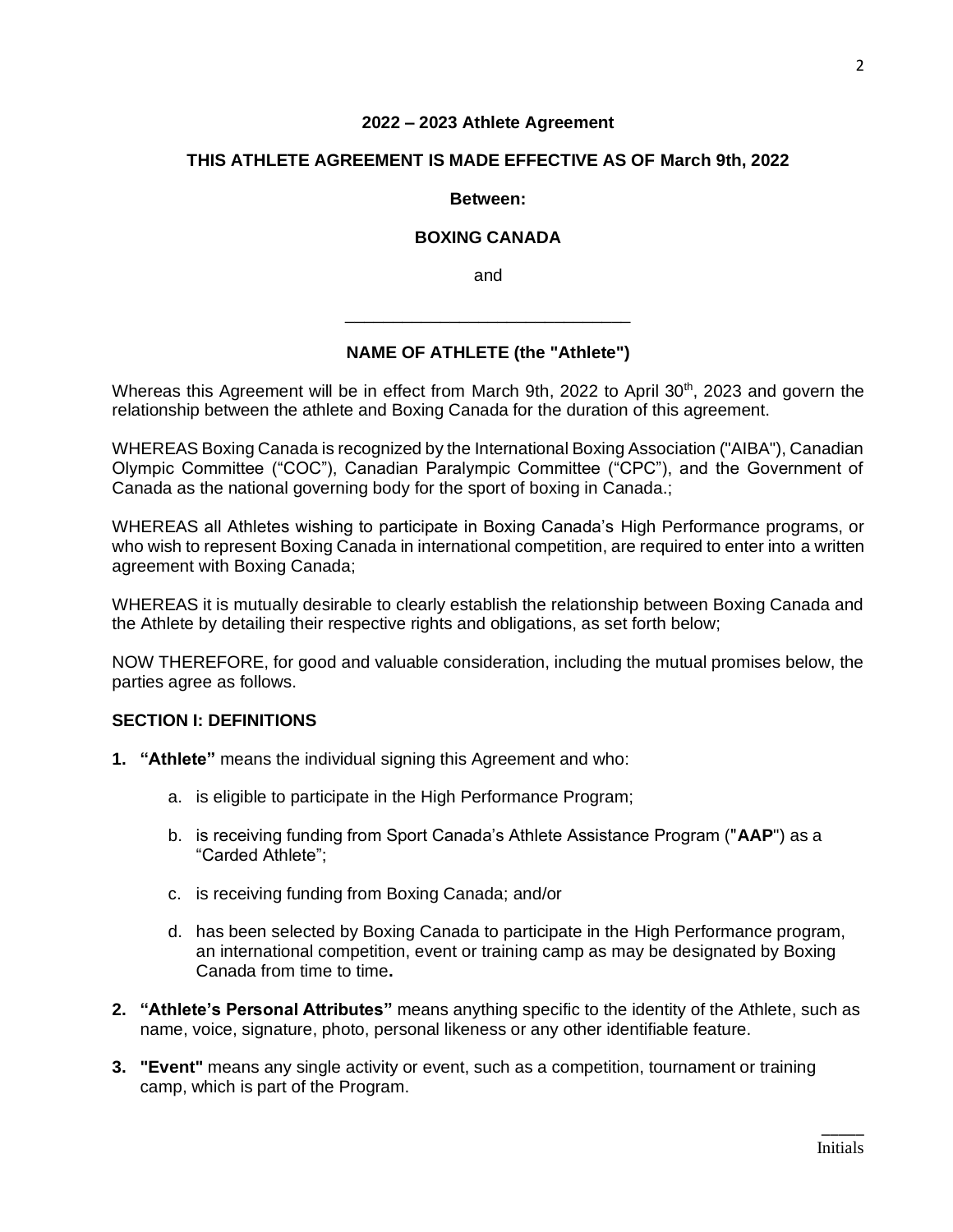**2022 – 2023 Athlete Agreement**

**THIS ATHLETE AGREEMENT IS MADE EFFECTIVE AS OF March 9th, 2022**

**Between:**

**BOXING CANADA**

and

\_\_\_\_\_\_\_\_\_\_\_\_\_\_\_\_\_\_\_\_\_\_\_\_\_\_\_\_\_\_

**NAME OF ATHLETE (the "Athlete")**

Whereas this Agreement will be in effect from March 9th, 2022 to April 30th, 2023 and govern the relationship between the athlete and Boxing Canada for the duration of this agreement.

WHEREAS Boxing Canada is recognized by the International Boxing Association ("AIBA"), Canadian Olympic Committee ("COC"), Canadian Paralympic Committee ("CPC"), and the Government of Canada as the national governing body for the sport of boxing in Canada.;

WHEREAS all Athletes wishing to participate in Boxing Canada's High Performance programs, or who wish to represent Boxing Canada in international competition, are required to enter into a written agreement with Boxing Canada;

WHEREAS it is mutually desirable to clearly establish the relationship between Boxing Canada and the Athlete by detailing their respective rights and obligations, as set forth below;

NOW THEREFORE, for good and valuable consideration, including the mutual promises below, the parties agree as follows.

**SECTION I: DEFINITIONS**

1. **"Athlete"** means the individual signing this Agreement and who:

    a. is eligible to participate in the High Performance Program;

    b. is receiving funding from Sport Canada's Athlete Assistance Program ("**AAP**") as a "Carded Athlete";

    c. is receiving funding from Boxing Canada; and/or

    d. has been selected by Boxing Canada to participate in the High Performance program, an international competition, event or training camp as may be designated by Boxing Canada from time to time**.**

2. **"Athlete's Personal Attributes"** means anything specific to the identity of the Athlete, such as name, voice, signature, photo, personal likeness or any other identifiable feature.

3. **"Event"** means any single activity or event, such as a competition, tournament or training camp, which is part of the Program.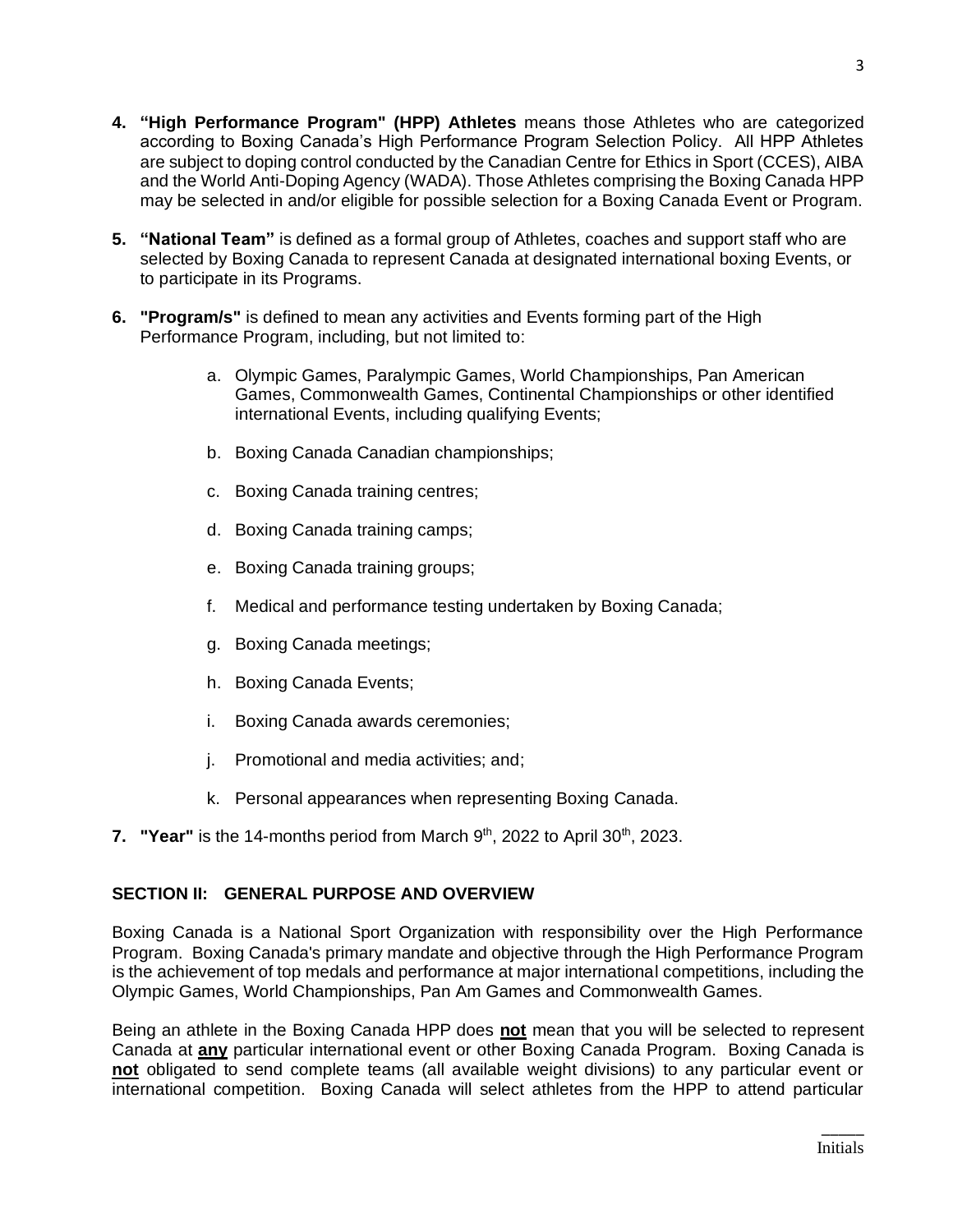4. **"High Performance Program" (HPP) Athletes** means those Athletes who are categorized according to Boxing Canada's High Performance Program Selection Policy. All HPP Athletes are subject to doping control conducted by the Canadian Centre for Ethics in Sport (CCES), AIBA and the World Anti-Doping Agency (WADA). Those Athletes comprising the Boxing Canada HPP may be selected in and/or eligible for possible selection for a Boxing Canada Event or Program.

5. **"National Team"** is defined as a formal group of Athletes, coaches and support staff who are selected by Boxing Canada to represent Canada at designated international boxing Events, or to participate in its Programs.

6. **"Program/s"** is defined to mean any activities and Events forming part of the High Performance Program, including, but not limited to:

   a. Olympic Games, Paralympic Games, World Championships, Pan American Games, Commonwealth Games, Continental Championships or other identified international Events, including qualifying Events;

   b. Boxing Canada Canadian championships;

   c. Boxing Canada training centres;

   d. Boxing Canada training camps;

   e. Boxing Canada training groups;

   f. Medical and performance testing undertaken by Boxing Canada;

   g. Boxing Canada meetings;

   h. Boxing Canada Events;

   i. Boxing Canada awards ceremonies;

   j. Promotional and media activities; and;

   k. Personal appearances when representing Boxing Canada.

7. **"Year"** is the 14-months period from March 9th, 2022 to April 30th, 2023.

## SECTION II: GENERAL PURPOSE AND OVERVIEW

Boxing Canada is a National Sport Organization with responsibility over the High Performance Program. Boxing Canada's primary mandate and objective through the High Performance Program is the achievement of top medals and performance at major international competitions, including the Olympic Games, World Championships, Pan Am Games and Commonwealth Games.

Being an athlete in the Boxing Canada HPP does **not** mean that you will be selected to represent Canada at **any** particular international event or other Boxing Canada Program. Boxing Canada is **not** obligated to send complete teams (all available weight divisions) to any particular event or international competition. Boxing Canada will select athletes from the HPP to attend particular

_____
Initials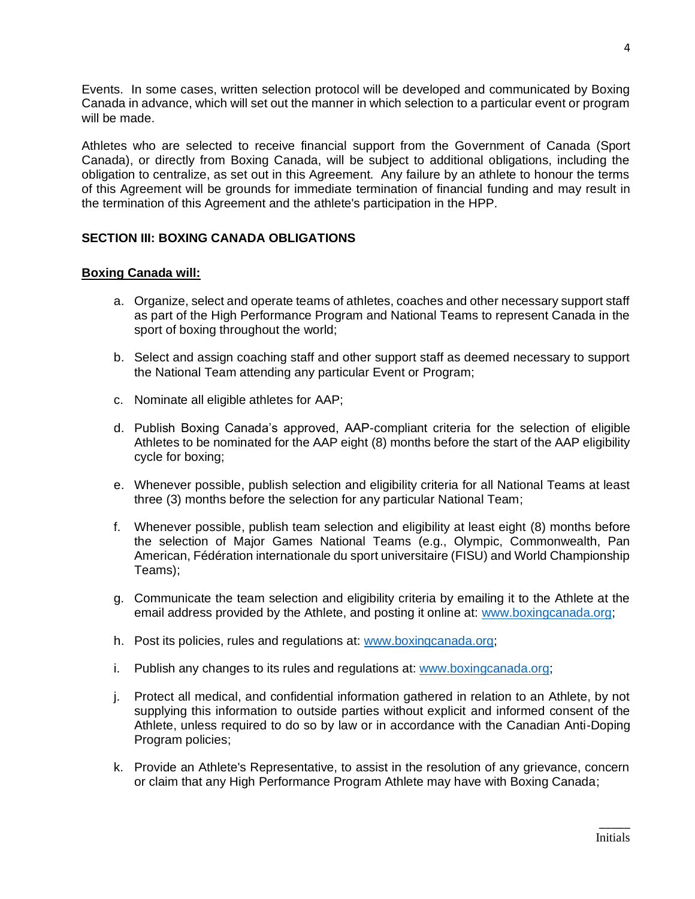Events. In some cases, written selection protocol will be developed and communicated by Boxing Canada in advance, which will set out the manner in which selection to a particular event or program will be made.

Athletes who are selected to receive financial support from the Government of Canada (Sport Canada), or directly from Boxing Canada, will be subject to additional obligations, including the obligation to centralize, as set out in this Agreement. Any failure by an athlete to honour the terms of this Agreement will be grounds for immediate termination of financial funding and may result in the termination of this Agreement and the athlete's participation in the HPP.

## SECTION III: BOXING CANADA OBLIGATIONS

**Boxing Canada will:**

a. Organize, select and operate teams of athletes, coaches and other necessary support staff as part of the High Performance Program and National Teams to represent Canada in the sport of boxing throughout the world;

b. Select and assign coaching staff and other support staff as deemed necessary to support the National Team attending any particular Event or Program;

c. Nominate all eligible athletes for AAP;

d. Publish Boxing Canada's approved, AAP-compliant criteria for the selection of eligible Athletes to be nominated for the AAP eight (8) months before the start of the AAP eligibility cycle for boxing;

e. Whenever possible, publish selection and eligibility criteria for all National Teams at least three (3) months before the selection for any particular National Team;

f. Whenever possible, publish team selection and eligibility at least eight (8) months before the selection of Major Games National Teams (e.g., Olympic, Commonwealth, Pan American, Fédération internationale du sport universitaire (FISU) and World Championship Teams);

g. Communicate the team selection and eligibility criteria by emailing it to the Athlete at the email address provided by the Athlete, and posting it online at: www.boxingcanada.org;

h. Post its policies, rules and regulations at: www.boxingcanada.org;

i. Publish any changes to its rules and regulations at: www.boxingcanada.org;

j. Protect all medical, and confidential information gathered in relation to an Athlete, by not supplying this information to outside parties without explicit and informed consent of the Athlete, unless required to do so by law or in accordance with the Canadian Anti-Doping Program policies;

k. Provide an Athlete's Representative, to assist in the resolution of any grievance, concern or claim that any High Performance Program Athlete may have with Boxing Canada;

_____
Initials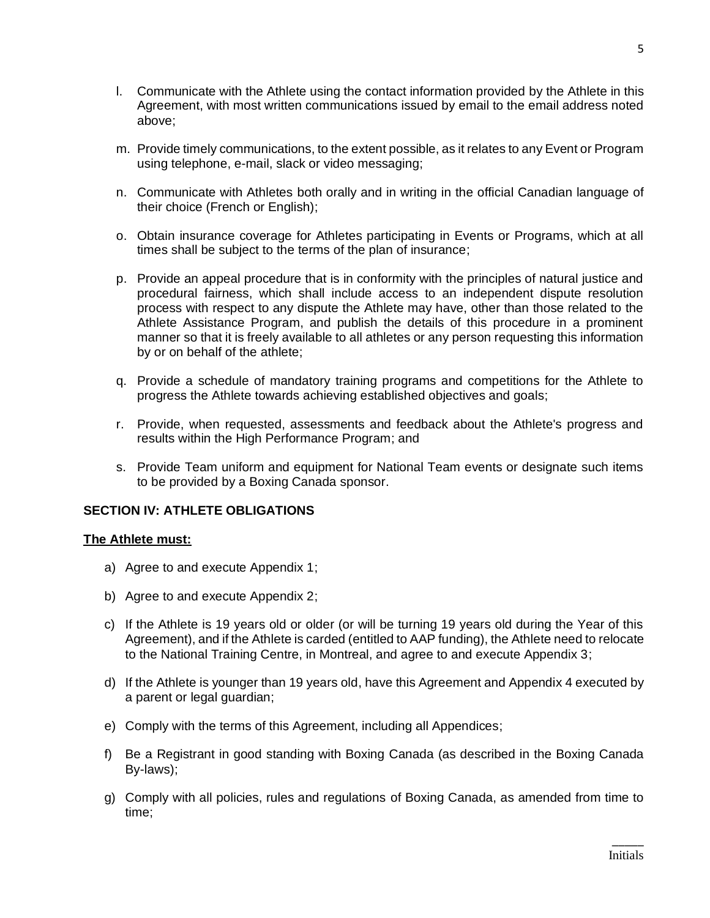l. Communicate with the Athlete using the contact information provided by the Athlete in this Agreement, with most written communications issued by email to the email address noted above;

m. Provide timely communications, to the extent possible, as it relates to any Event or Program using telephone, e-mail, slack or video messaging;

n. Communicate with Athletes both orally and in writing in the official Canadian language of their choice (French or English);

o. Obtain insurance coverage for Athletes participating in Events or Programs, which at all times shall be subject to the terms of the plan of insurance;

p. Provide an appeal procedure that is in conformity with the principles of natural justice and procedural fairness, which shall include access to an independent dispute resolution process with respect to any dispute the Athlete may have, other than those related to the Athlete Assistance Program, and publish the details of this procedure in a prominent manner so that it is freely available to all athletes or any person requesting this information by or on behalf of the athlete;

q. Provide a schedule of mandatory training programs and competitions for the Athlete to progress the Athlete towards achieving established objectives and goals;

r. Provide, when requested, assessments and feedback about the Athlete's progress and results within the High Performance Program; and

s. Provide Team uniform and equipment for National Team events or designate such items to be provided by a Boxing Canada sponsor.

## SECTION IV: ATHLETE OBLIGATIONS

**The Athlete must:**

a) Agree to and execute Appendix 1;

b) Agree to and execute Appendix 2;

c) If the Athlete is 19 years old or older (or will be turning 19 years old during the Year of this Agreement), and if the Athlete is carded (entitled to AAP funding), the Athlete need to relocate to the National Training Centre, in Montreal, and agree to and execute Appendix 3;

d) If the Athlete is younger than 19 years old, have this Agreement and Appendix 4 executed by a parent or legal guardian;

e) Comply with the terms of this Agreement, including all Appendices;

f) Be a Registrant in good standing with Boxing Canada (as described in the Boxing Canada By-laws);

g) Comply with all policies, rules and regulations of Boxing Canada, as amended from time to time;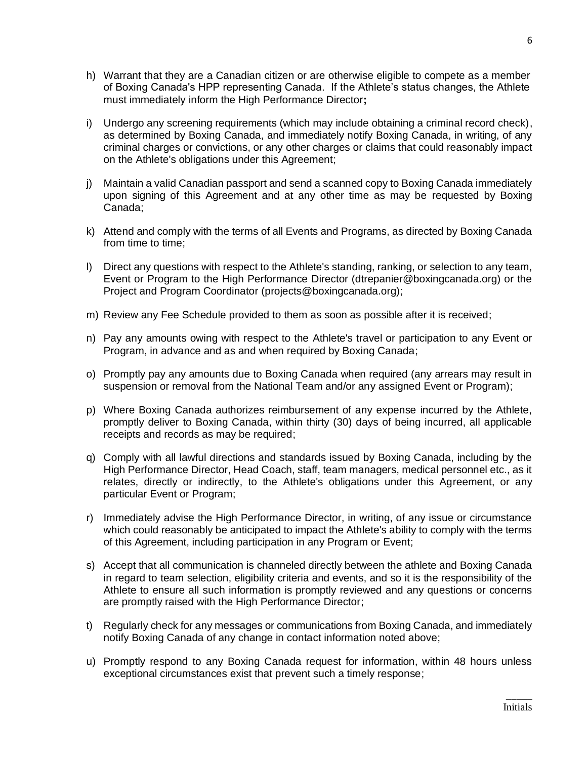h) Warrant that they are a Canadian citizen or are otherwise eligible to compete as a member of Boxing Canada's HPP representing Canada. If the Athlete's status changes, the Athlete must immediately inform the High Performance Director**;**

i) Undergo any screening requirements (which may include obtaining a criminal record check), as determined by Boxing Canada, and immediately notify Boxing Canada, in writing, of any criminal charges or convictions, or any other charges or claims that could reasonably impact on the Athlete's obligations under this Agreement;

j) Maintain a valid Canadian passport and send a scanned copy to Boxing Canada immediately upon signing of this Agreement and at any other time as may be requested by Boxing Canada;

k) Attend and comply with the terms of all Events and Programs, as directed by Boxing Canada from time to time;

l) Direct any questions with respect to the Athlete's standing, ranking, or selection to any team, Event or Program to the High Performance Director (dtrepanier@boxingcanada.org) or the Project and Program Coordinator (projects@boxingcanada.org);

m) Review any Fee Schedule provided to them as soon as possible after it is received;

n) Pay any amounts owing with respect to the Athlete's travel or participation to any Event or Program, in advance and as and when required by Boxing Canada;

o) Promptly pay any amounts due to Boxing Canada when required (any arrears may result in suspension or removal from the National Team and/or any assigned Event or Program);

p) Where Boxing Canada authorizes reimbursement of any expense incurred by the Athlete, promptly deliver to Boxing Canada, within thirty (30) days of being incurred, all applicable receipts and records as may be required;

q) Comply with all lawful directions and standards issued by Boxing Canada, including by the High Performance Director, Head Coach, staff, team managers, medical personnel etc., as it relates, directly or indirectly, to the Athlete's obligations under this Agreement, or any particular Event or Program;

r) Immediately advise the High Performance Director, in writing, of any issue or circumstance which could reasonably be anticipated to impact the Athlete's ability to comply with the terms of this Agreement, including participation in any Program or Event;

s) Accept that all communication is channeled directly between the athlete and Boxing Canada in regard to team selection, eligibility criteria and events, and so it is the responsibility of the Athlete to ensure all such information is promptly reviewed and any questions or concerns are promptly raised with the High Performance Director;

t) Regularly check for any messages or communications from Boxing Canada, and immediately notify Boxing Canada of any change in contact information noted above;

u) Promptly respond to any Boxing Canada request for information, within 48 hours unless exceptional circumstances exist that prevent such a timely response;

_____
Initials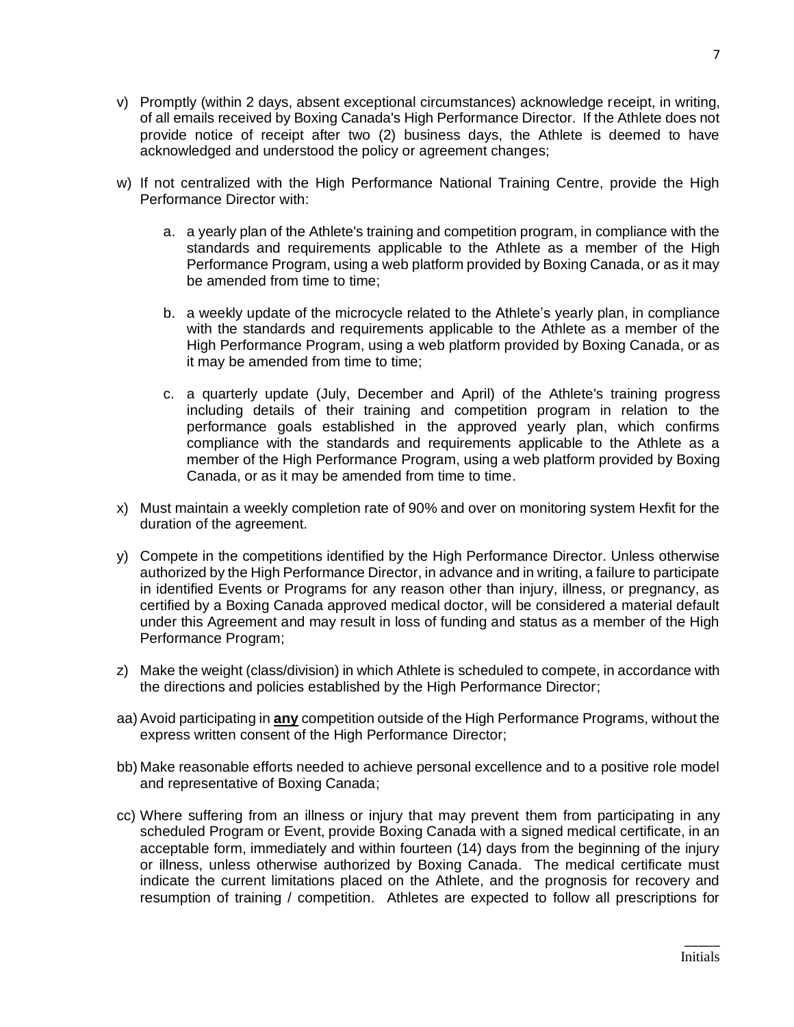v) Promptly (within 2 days, absent exceptional circumstances) acknowledge receipt, in writing, of all emails received by Boxing Canada's High Performance Director. If the Athlete does not provide notice of receipt after two (2) business days, the Athlete is deemed to have acknowledged and understood the policy or agreement changes;

w) If not centralized with the High Performance National Training Centre, provide the High Performance Director with:

   a. a yearly plan of the Athlete's training and competition program, in compliance with the standards and requirements applicable to the Athlete as a member of the High Performance Program, using a web platform provided by Boxing Canada, or as it may be amended from time to time;

   b. a weekly update of the microcycle related to the Athlete's yearly plan, in compliance with the standards and requirements applicable to the Athlete as a member of the High Performance Program, using a web platform provided by Boxing Canada, or as it may be amended from time to time;

   c. a quarterly update (July, December and April) of the Athlete's training progress including details of their training and competition program in relation to the performance goals established in the approved yearly plan, which confirms compliance with the standards and requirements applicable to the Athlete as a member of the High Performance Program, using a web platform provided by Boxing Canada, or as it may be amended from time to time.

x) Must maintain a weekly completion rate of 90% and over on monitoring system Hexfit for the duration of the agreement.

y) Compete in the competitions identified by the High Performance Director. Unless otherwise authorized by the High Performance Director, in advance and in writing, a failure to participate in identified Events or Programs for any reason other than injury, illness, or pregnancy, as certified by a Boxing Canada approved medical doctor, will be considered a material default under this Agreement and may result in loss of funding and status as a member of the High Performance Program;

z) Make the weight (class/division) in which Athlete is scheduled to compete, in accordance with the directions and policies established by the High Performance Director;

aa) Avoid participating in **<u>any</u>** competition outside of the High Performance Programs, without the express written consent of the High Performance Director;

bb) Make reasonable efforts needed to achieve personal excellence and to a positive role model and representative of Boxing Canada;

cc) Where suffering from an illness or injury that may prevent them from participating in any scheduled Program or Event, provide Boxing Canada with a signed medical certificate, in an acceptable form, immediately and within fourteen (14) days from the beginning of the injury or illness, unless otherwise authorized by Boxing Canada. The medical certificate must indicate the current limitations placed on the Athlete, and the prognosis for recovery and resumption of training / competition. Athletes are expected to follow all prescriptions for

_____
Initials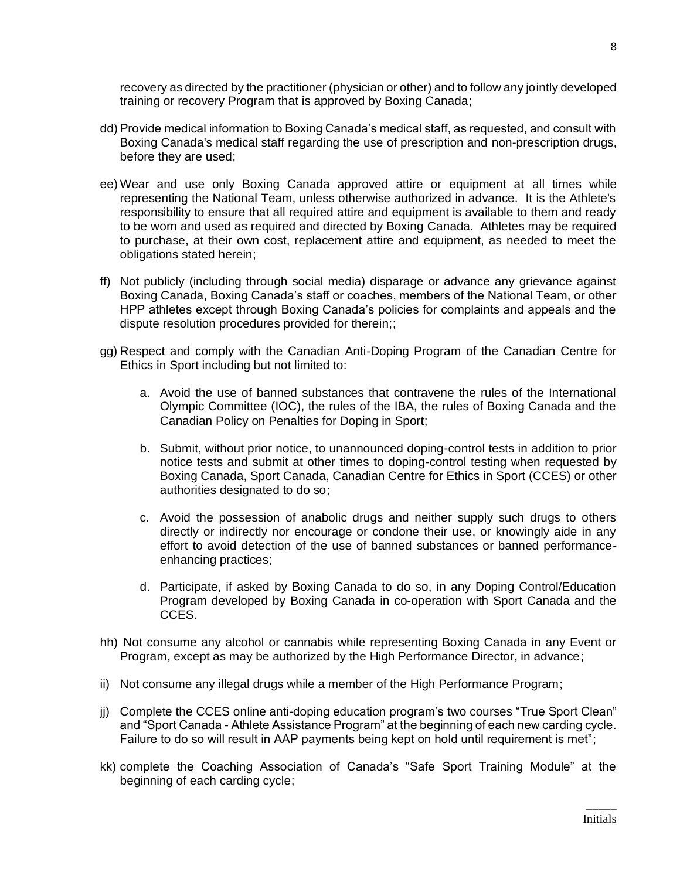recovery as directed by the practitioner (physician or other) and to follow any jointly developed training or recovery Program that is approved by Boxing Canada;

dd) Provide medical information to Boxing Canada's medical staff, as requested, and consult with Boxing Canada's medical staff regarding the use of prescription and non-prescription drugs, before they are used;

ee) Wear and use only Boxing Canada approved attire or equipment at <u>all</u> times while representing the National Team, unless otherwise authorized in advance. It is the Athlete's responsibility to ensure that all required attire and equipment is available to them and ready to be worn and used as required and directed by Boxing Canada. Athletes may be required to purchase, at their own cost, replacement attire and equipment, as needed to meet the obligations stated herein;

ff) Not publicly (including through social media) disparage or advance any grievance against Boxing Canada, Boxing Canada's staff or coaches, members of the National Team, or other HPP athletes except through Boxing Canada's policies for complaints and appeals and the dispute resolution procedures provided for therein;;

gg) Respect and comply with the Canadian Anti-Doping Program of the Canadian Centre for Ethics in Sport including but not limited to:

   a. Avoid the use of banned substances that contravene the rules of the International Olympic Committee (IOC), the rules of the IBA, the rules of Boxing Canada and the Canadian Policy on Penalties for Doping in Sport;

   b. Submit, without prior notice, to unannounced doping-control tests in addition to prior notice tests and submit at other times to doping-control testing when requested by Boxing Canada, Sport Canada, Canadian Centre for Ethics in Sport (CCES) or other authorities designated to do so;

   c. Avoid the possession of anabolic drugs and neither supply such drugs to others directly or indirectly nor encourage or condone their use, or knowingly aide in any effort to avoid detection of the use of banned substances or banned performance-enhancing practices;

   d. Participate, if asked by Boxing Canada to do so, in any Doping Control/Education Program developed by Boxing Canada in co-operation with Sport Canada and the CCES.

hh) Not consume any alcohol or cannabis while representing Boxing Canada in any Event or Program, except as may be authorized by the High Performance Director, in advance;

ii) Not consume any illegal drugs while a member of the High Performance Program;

jj) Complete the CCES online anti-doping education program's two courses "True Sport Clean" and "Sport Canada - Athlete Assistance Program" at the beginning of each new carding cycle. Failure to do so will result in AAP payments being kept on hold until requirement is met";

kk) complete the Coaching Association of Canada's "Safe Sport Training Module" at the beginning of each carding cycle;

_____
Initials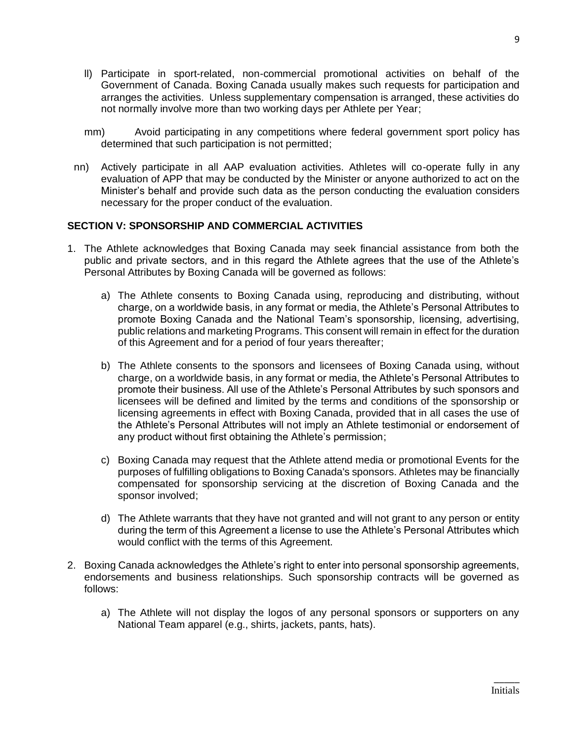ll) Participate in sport-related, non-commercial promotional activities on behalf of the Government of Canada. Boxing Canada usually makes such requests for participation and arranges the activities. Unless supplementary compensation is arranged, these activities do not normally involve more than two working days per Athlete per Year;

mm) Avoid participating in any competitions where federal government sport policy has determined that such participation is not permitted;

nn) Actively participate in all AAP evaluation activities. Athletes will co-operate fully in any evaluation of APP that may be conducted by the Minister or anyone authorized to act on the Minister's behalf and provide such data as the person conducting the evaluation considers necessary for the proper conduct of the evaluation.

## SECTION V: SPONSORSHIP AND COMMERCIAL ACTIVITIES

1. The Athlete acknowledges that Boxing Canada may seek financial assistance from both the public and private sectors, and in this regard the Athlete agrees that the use of the Athlete's Personal Attributes by Boxing Canada will be governed as follows:

    a) The Athlete consents to Boxing Canada using, reproducing and distributing, without charge, on a worldwide basis, in any format or media, the Athlete's Personal Attributes to promote Boxing Canada and the National Team's sponsorship, licensing, advertising, public relations and marketing Programs. This consent will remain in effect for the duration of this Agreement and for a period of four years thereafter;

    b) The Athlete consents to the sponsors and licensees of Boxing Canada using, without charge, on a worldwide basis, in any format or media, the Athlete's Personal Attributes to promote their business. All use of the Athlete's Personal Attributes by such sponsors and licensees will be defined and limited by the terms and conditions of the sponsorship or licensing agreements in effect with Boxing Canada, provided that in all cases the use of the Athlete's Personal Attributes will not imply an Athlete testimonial or endorsement of any product without first obtaining the Athlete's permission;

    c) Boxing Canada may request that the Athlete attend media or promotional Events for the purposes of fulfilling obligations to Boxing Canada's sponsors. Athletes may be financially compensated for sponsorship servicing at the discretion of Boxing Canada and the sponsor involved;

    d) The Athlete warrants that they have not granted and will not grant to any person or entity during the term of this Agreement a license to use the Athlete's Personal Attributes which would conflict with the terms of this Agreement.

2. Boxing Canada acknowledges the Athlete's right to enter into personal sponsorship agreements, endorsements and business relationships. Such sponsorship contracts will be governed as follows:

    a) The Athlete will not display the logos of any personal sponsors or supporters on any National Team apparel (e.g., shirts, jackets, pants, hats).

_____
Initials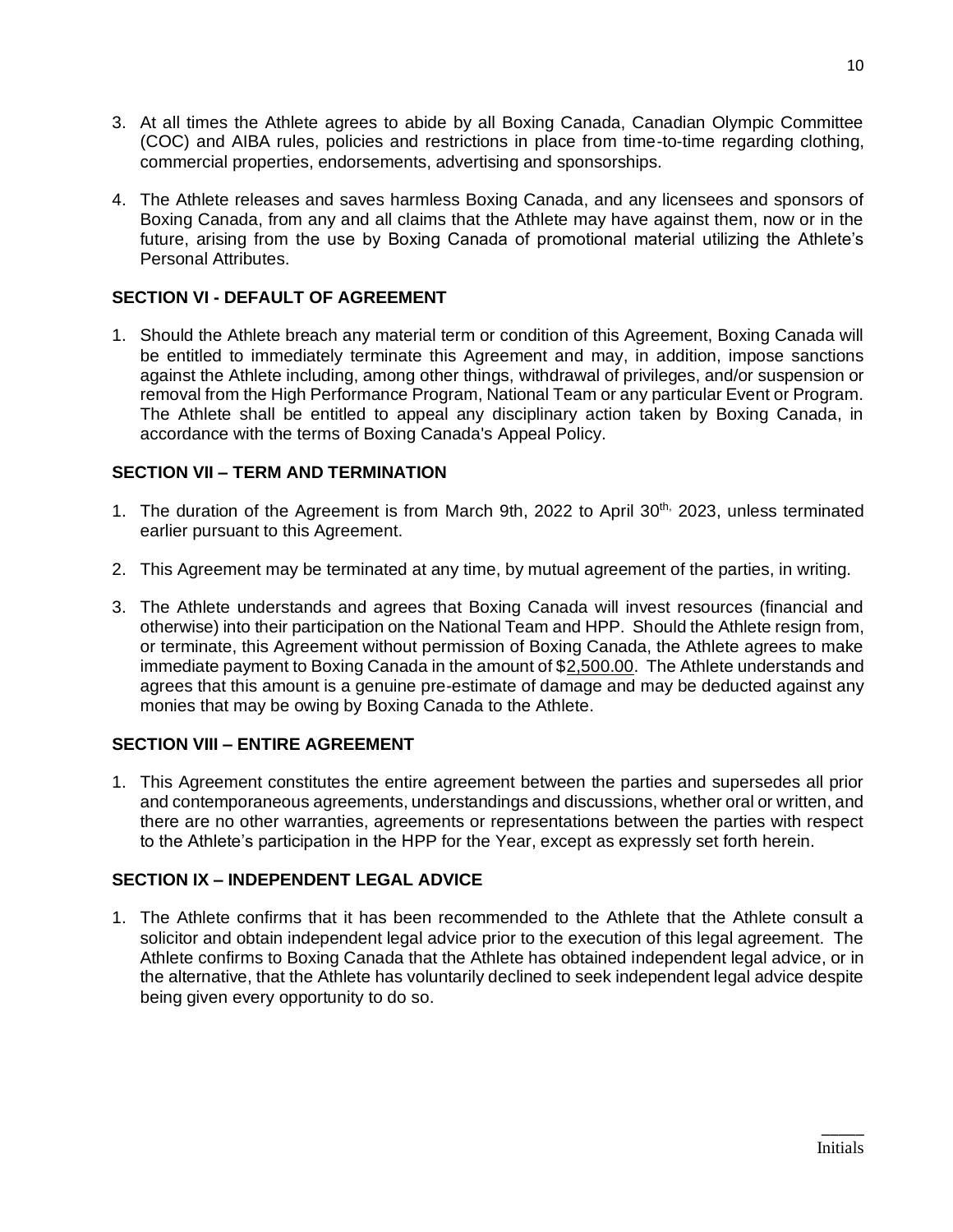3. At all times the Athlete agrees to abide by all Boxing Canada, Canadian Olympic Committee (COC) and AIBA rules, policies and restrictions in place from time-to-time regarding clothing, commercial properties, endorsements, advertising and sponsorships.

4. The Athlete releases and saves harmless Boxing Canada, and any licensees and sponsors of Boxing Canada, from any and all claims that the Athlete may have against them, now or in the future, arising from the use by Boxing Canada of promotional material utilizing the Athlete's Personal Attributes.

## SECTION VI - DEFAULT OF AGREEMENT

1. Should the Athlete breach any material term or condition of this Agreement, Boxing Canada will be entitled to immediately terminate this Agreement and may, in addition, impose sanctions against the Athlete including, among other things, withdrawal of privileges, and/or suspension or removal from the High Performance Program, National Team or any particular Event or Program. The Athlete shall be entitled to appeal any disciplinary action taken by Boxing Canada, in accordance with the terms of Boxing Canada's Appeal Policy.

## SECTION VII – TERM AND TERMINATION

1. The duration of the Agreement is from March 9th, 2022 to April 30th, 2023, unless terminated earlier pursuant to this Agreement.

2. This Agreement may be terminated at any time, by mutual agreement of the parties, in writing.

3. The Athlete understands and agrees that Boxing Canada will invest resources (financial and otherwise) into their participation on the National Team and HPP. Should the Athlete resign from, or terminate, this Agreement without permission of Boxing Canada, the Athlete agrees to make immediate payment to Boxing Canada in the amount of $2,500.00. The Athlete understands and agrees that this amount is a genuine pre-estimate of damage and may be deducted against any monies that may be owing by Boxing Canada to the Athlete.

## SECTION VIII – ENTIRE AGREEMENT

1. This Agreement constitutes the entire agreement between the parties and supersedes all prior and contemporaneous agreements, understandings and discussions, whether oral or written, and there are no other warranties, agreements or representations between the parties with respect to the Athlete's participation in the HPP for the Year, except as expressly set forth herein.

## SECTION IX – INDEPENDENT LEGAL ADVICE

1. The Athlete confirms that it has been recommended to the Athlete that the Athlete consult a solicitor and obtain independent legal advice prior to the execution of this legal agreement. The Athlete confirms to Boxing Canada that the Athlete has obtained independent legal advice, or in the alternative, that the Athlete has voluntarily declined to seek independent legal advice despite being given every opportunity to do so.

_____
Initials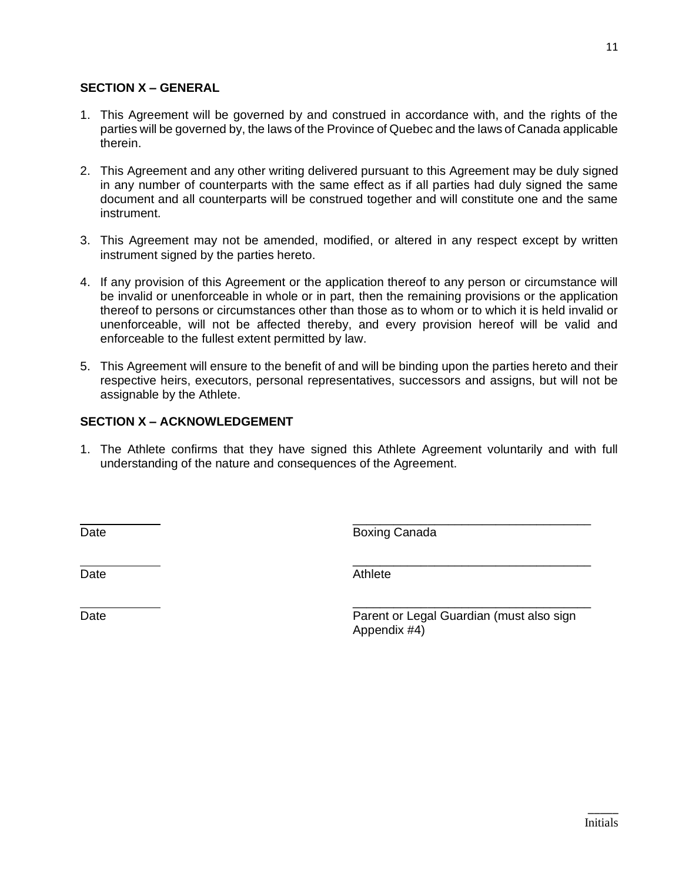**SECTION X – GENERAL**

1. This Agreement will be governed by and construed in accordance with, and the rights of the parties will be governed by, the laws of the Province of Quebec and the laws of Canada applicable therein.

2. This Agreement and any other writing delivered pursuant to this Agreement may be duly signed in any number of counterparts with the same effect as if all parties had duly signed the same document and all counterparts will be construed together and will constitute one and the same instrument.

3. This Agreement may not be amended, modified, or altered in any respect except by written instrument signed by the parties hereto.

4. If any provision of this Agreement or the application thereof to any person or circumstance will be invalid or unenforceable in whole or in part, then the remaining provisions or the application thereof to persons or circumstances other than those as to whom or to which it is held invalid or unenforceable, will not be affected thereby, and every provision hereof will be valid and enforceable to the fullest extent permitted by law.

5. This Agreement will ensure to the benefit of and will be binding upon the parties hereto and their respective heirs, executors, personal representatives, successors and assigns, but will not be assignable by the Athlete.

**SECTION X – ACKNOWLEDGEMENT**

1. The Athlete confirms that they have signed this Athlete Agreement voluntarily and with full understanding of the nature and consequences of the Agreement.

| | |
|---|---|
| ____________ | ____________________________________ |
| Date | Boxing Canada |
| ____________ | ____________________________________ |
| Date | Athlete |
| ____________ | ____________________________________ |
| Date | Parent or Legal Guardian (must also sign Appendix #4) |

_____
Initials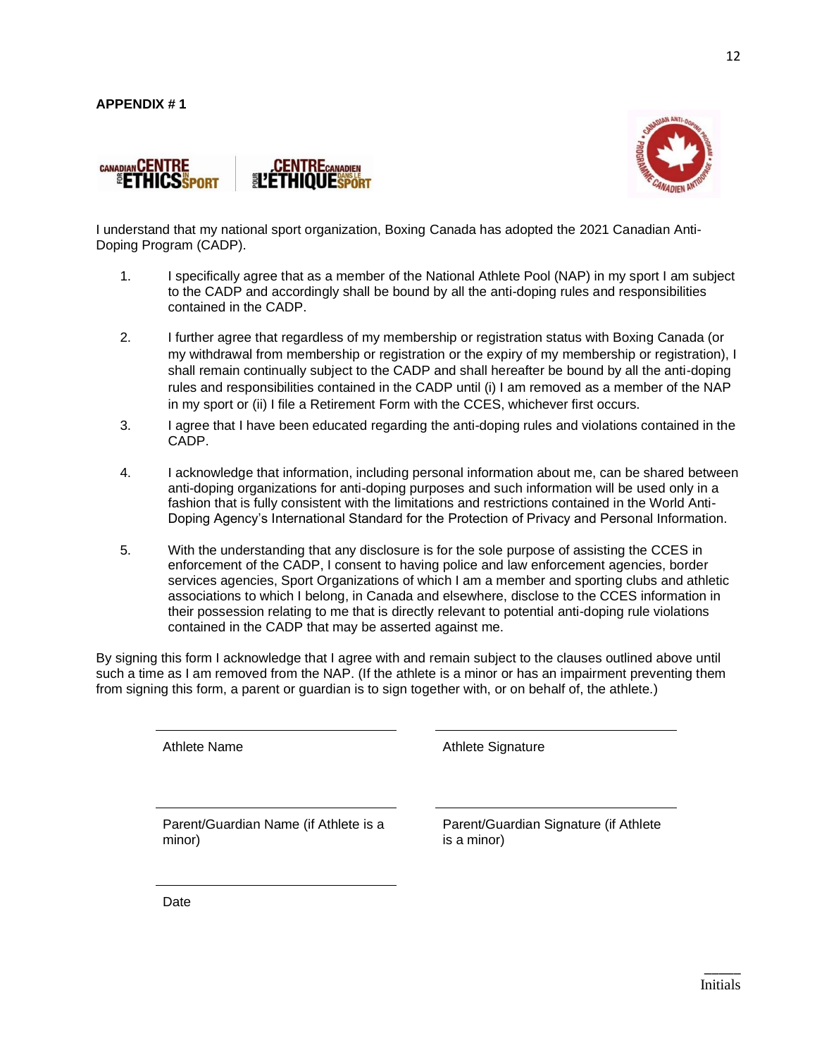**APPENDIX # 1**

I understand that my national sport organization, Boxing Canada has adopted the 2021 Canadian Anti-Doping Program (CADP).

1. I specifically agree that as a member of the National Athlete Pool (NAP) in my sport I am subject to the CADP and accordingly shall be bound by all the anti-doping rules and responsibilities contained in the CADP.

2. I further agree that regardless of my membership or registration status with Boxing Canada (or my withdrawal from membership or registration or the expiry of my membership or registration), I shall remain continually subject to the CADP and shall hereafter be bound by all the anti-doping rules and responsibilities contained in the CADP until (i) I am removed as a member of the NAP in my sport or (ii) I file a Retirement Form with the CCES, whichever first occurs.

3. I agree that I have been educated regarding the anti-doping rules and violations contained in the CADP.

4. I acknowledge that information, including personal information about me, can be shared between anti-doping organizations for anti-doping purposes and such information will be used only in a fashion that is fully consistent with the limitations and restrictions contained in the World Anti-Doping Agency's International Standard for the Protection of Privacy and Personal Information.

5. With the understanding that any disclosure is for the sole purpose of assisting the CCES in enforcement of the CADP, I consent to having police and law enforcement agencies, border services agencies, Sport Organizations of which I am a member and sporting clubs and athletic associations to which I belong, in Canada and elsewhere, disclose to the CCES information in their possession relating to me that is directly relevant to potential anti-doping rule violations contained in the CADP that may be asserted against me.

By signing this form I acknowledge that I agree with and remain subject to the clauses outlined above until such a time as I am removed from the NAP. (If the athlete is a minor or has an impairment preventing them from signing this form, a parent or guardian is to sign together with, or on behalf of, the athlete.)

| | |
|---|---|
| Athlete Name | Athlete Signature |
| Parent/Guardian Name (if Athlete is a minor) | Parent/Guardian Signature (if Athlete is a minor) |
| Date | |

_____
Initials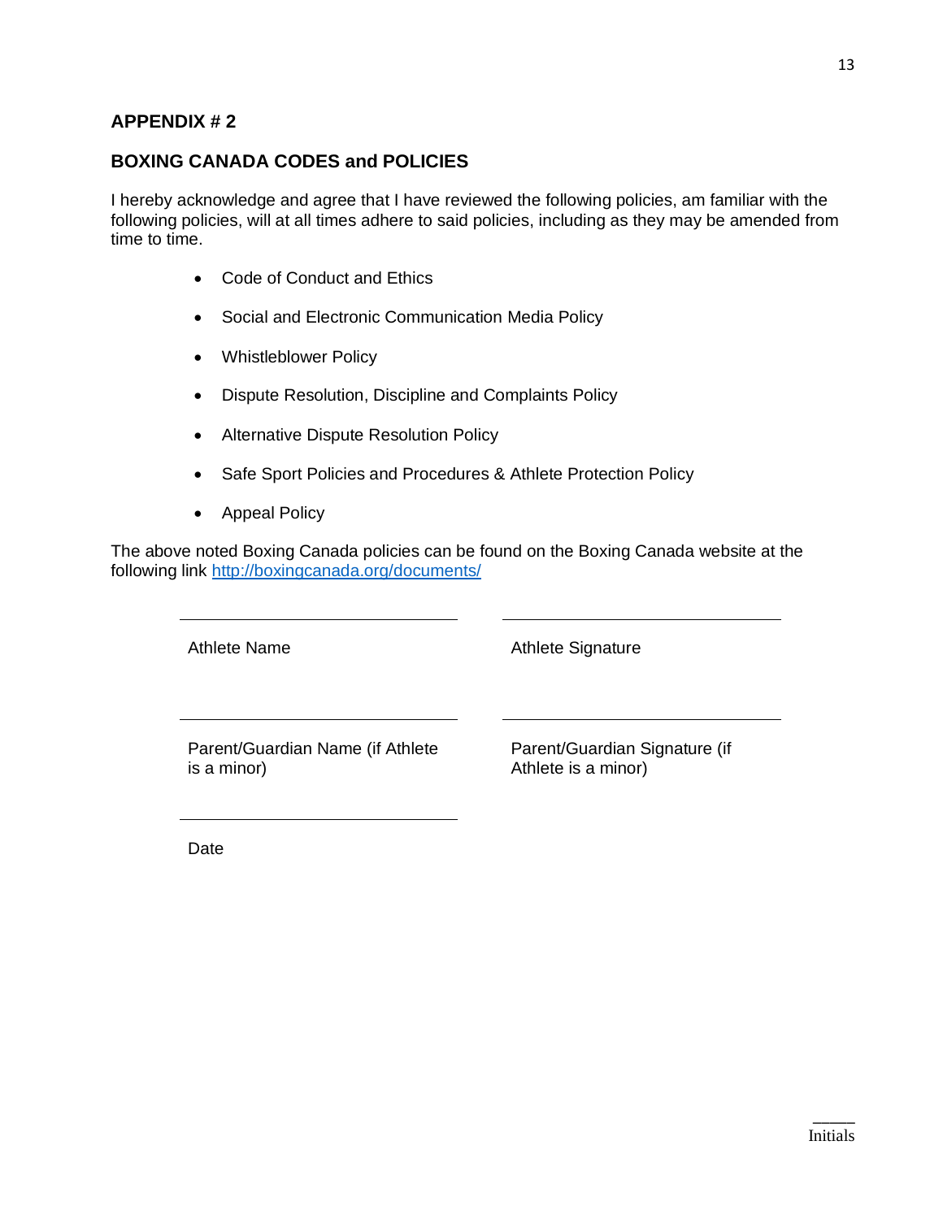## APPENDIX # 2

## BOXING CANADA CODES and POLICIES

I hereby acknowledge and agree that I have reviewed the following policies, am familiar with the following policies, will at all times adhere to said policies, including as they may be amended from time to time.

- Code of Conduct and Ethics
- Social and Electronic Communication Media Policy
- Whistleblower Policy
- Dispute Resolution, Discipline and Complaints Policy
- Alternative Dispute Resolution Policy
- Safe Sport Policies and Procedures & Athlete Protection Policy
- Appeal Policy

The above noted Boxing Canada policies can be found on the Boxing Canada website at the following link http://boxingcanada.org/documents/

| | |
|---|---|
| ______________________ | ______________________ |
| Athlete Name | Athlete Signature |
| ______________________ | ______________________ |
| Parent/Guardian Name (if Athlete is a minor) | Parent/Guardian Signature (if Athlete is a minor) |
| ______________________ | |
| Date | |

_____
Initials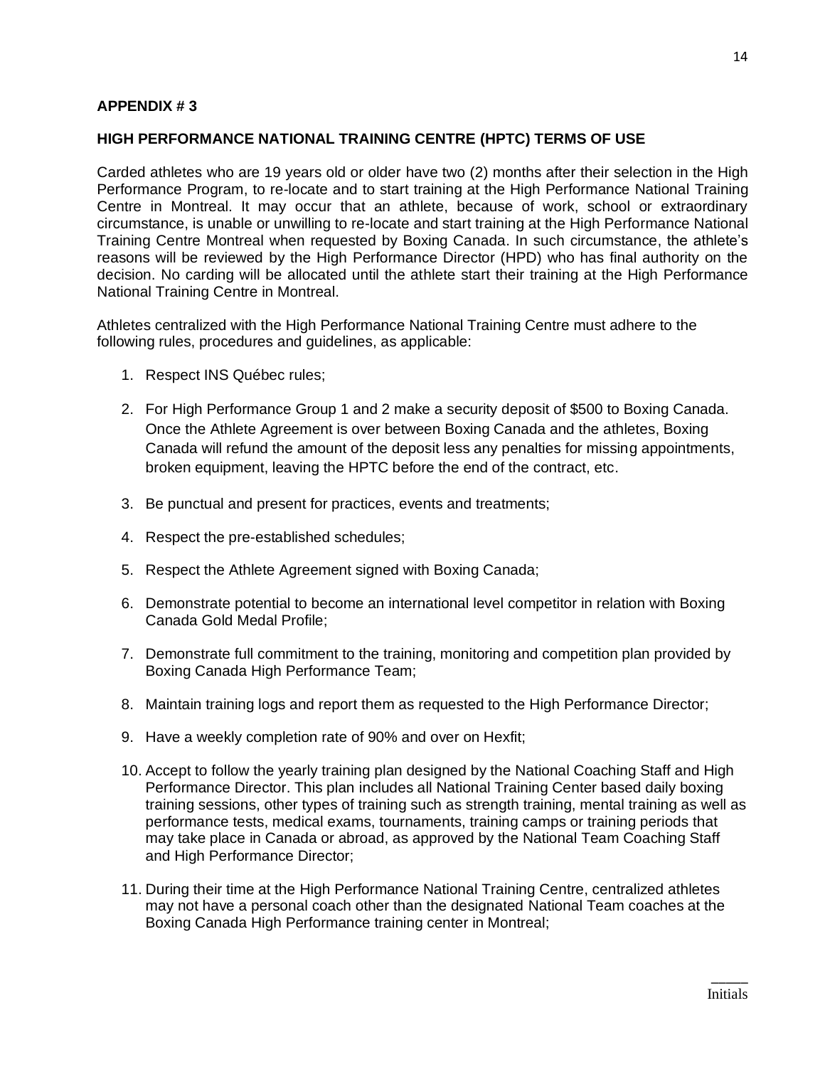**APPENDIX # 3**

**HIGH PERFORMANCE NATIONAL TRAINING CENTRE (HPTC) TERMS OF USE**

Carded athletes who are 19 years old or older have two (2) months after their selection in the High Performance Program, to re-locate and to start training at the High Performance National Training Centre in Montreal. It may occur that an athlete, because of work, school or extraordinary circumstance, is unable or unwilling to re-locate and start training at the High Performance National Training Centre Montreal when requested by Boxing Canada. In such circumstance, the athlete's reasons will be reviewed by the High Performance Director (HPD) who has final authority on the decision. No carding will be allocated until the athlete start their training at the High Performance National Training Centre in Montreal.

Athletes centralized with the High Performance National Training Centre must adhere to the following rules, procedures and guidelines, as applicable:

1. Respect INS Québec rules;
2. For High Performance Group 1 and 2 make a security deposit of $500 to Boxing Canada. Once the Athlete Agreement is over between Boxing Canada and the athletes, Boxing Canada will refund the amount of the deposit less any penalties for missing appointments, broken equipment, leaving the HPTC before the end of the contract, etc.
3. Be punctual and present for practices, events and treatments;
4. Respect the pre-established schedules;
5. Respect the Athlete Agreement signed with Boxing Canada;
6. Demonstrate potential to become an international level competitor in relation with Boxing Canada Gold Medal Profile;
7. Demonstrate full commitment to the training, monitoring and competition plan provided by Boxing Canada High Performance Team;
8. Maintain training logs and report them as requested to the High Performance Director;
9. Have a weekly completion rate of 90% and over on Hexfit;
10. Accept to follow the yearly training plan designed by the National Coaching Staff and High Performance Director. This plan includes all National Training Center based daily boxing training sessions, other types of training such as strength training, mental training as well as performance tests, medical exams, tournaments, training camps or training periods that may take place in Canada or abroad, as approved by the National Team Coaching Staff and High Performance Director;
11. During their time at the High Performance National Training Centre, centralized athletes may not have a personal coach other than the designated National Team coaches at the Boxing Canada High Performance training center in Montreal;

_____
Initials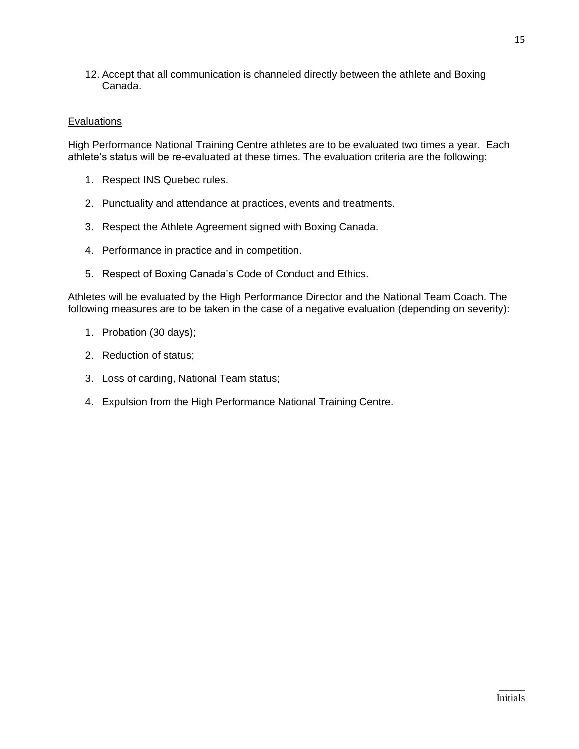12. Accept that all communication is channeled directly between the athlete and Boxing Canada.

<u>Evaluations</u>

High Performance National Training Centre athletes are to be evaluated two times a year. Each athlete's status will be re-evaluated at these times. The evaluation criteria are the following:

1. Respect INS Quebec rules.
2. Punctuality and attendance at practices, events and treatments.
3. Respect the Athlete Agreement signed with Boxing Canada.
4. Performance in practice and in competition.
5. Respect of Boxing Canada's Code of Conduct and Ethics.

Athletes will be evaluated by the High Performance Director and the National Team Coach. The following measures are to be taken in the case of a negative evaluation (depending on severity):

1. Probation (30 days);
2. Reduction of status;
3. Loss of carding, National Team status;
4. Expulsion from the High Performance National Training Centre.

_____
Initials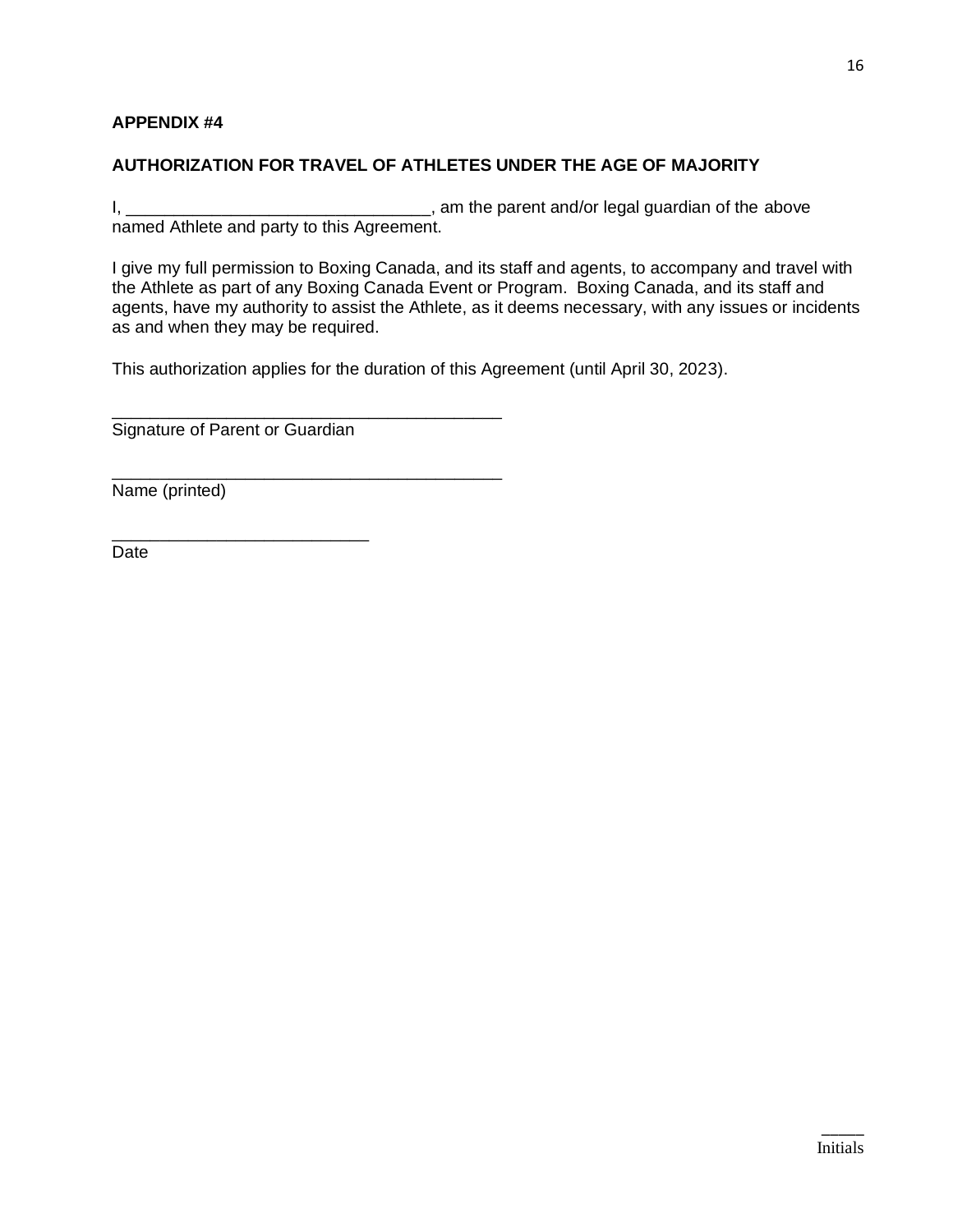**APPENDIX #4**

**AUTHORIZATION FOR TRAVEL OF ATHLETES UNDER THE AGE OF MAJORITY**

I, ________________________________, am the parent and/or legal guardian of the above named Athlete and party to this Agreement.

I give my full permission to Boxing Canada, and its staff and agents, to accompany and travel with the Athlete as part of any Boxing Canada Event or Program. Boxing Canada, and its staff and agents, have my authority to assist the Athlete, as it deems necessary, with any issues or incidents as and when they may be required.

This authorization applies for the duration of this Agreement (until April 30, 2023).

__________________________________________
Signature of Parent or Guardian

__________________________________________
Name (printed)

____________________________
Date

_____
Initials